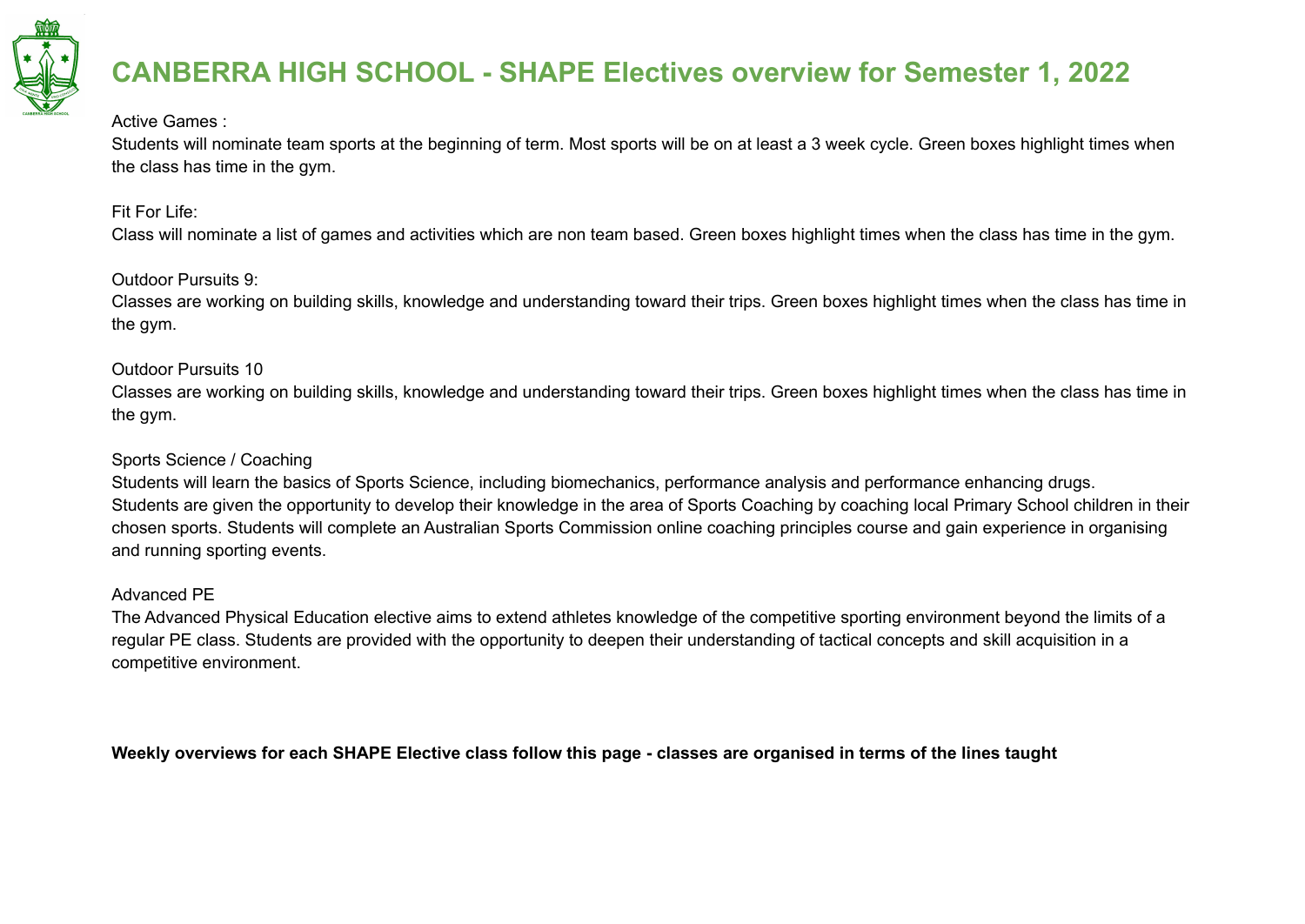# CANBERRA HIGH SCHOOL - SHAPE Electives overview for Semester 1, 2022

Active Games :
Students will nominate team sports at the beginning of term. Most sports will be on at least a 3 week cycle. Green boxes highlight times when the class has time in the gym.

Fit For Life:
Class will nominate a list of games and activities which are non team based. Green boxes highlight times when the class has time in the gym.

Outdoor Pursuits 9:
Classes are working on building skills, knowledge and understanding toward their trips. Green boxes highlight times when the class has time in the gym.

Outdoor Pursuits 10
Classes are working on building skills, knowledge and understanding toward their trips. Green boxes highlight times when the class has time in the gym.

Sports Science / Coaching
Students will learn the basics of Sports Science, including biomechanics, performance analysis and performance enhancing drugs.
Students are given the opportunity to develop their knowledge in the area of Sports Coaching by coaching local Primary School children in their chosen sports. Students will complete an Australian Sports Commission online coaching principles course and gain experience in organising and running sporting events.

Advanced PE
The Advanced Physical Education elective aims to extend athletes knowledge of the competitive sporting environment beyond the limits of a regular PE class. Students are provided with the opportunity to deepen their understanding of tactical concepts and skill acquisition in a competitive environment.

**Weekly overviews for each SHAPE Elective class follow this page - classes are organised in terms of the lines taught**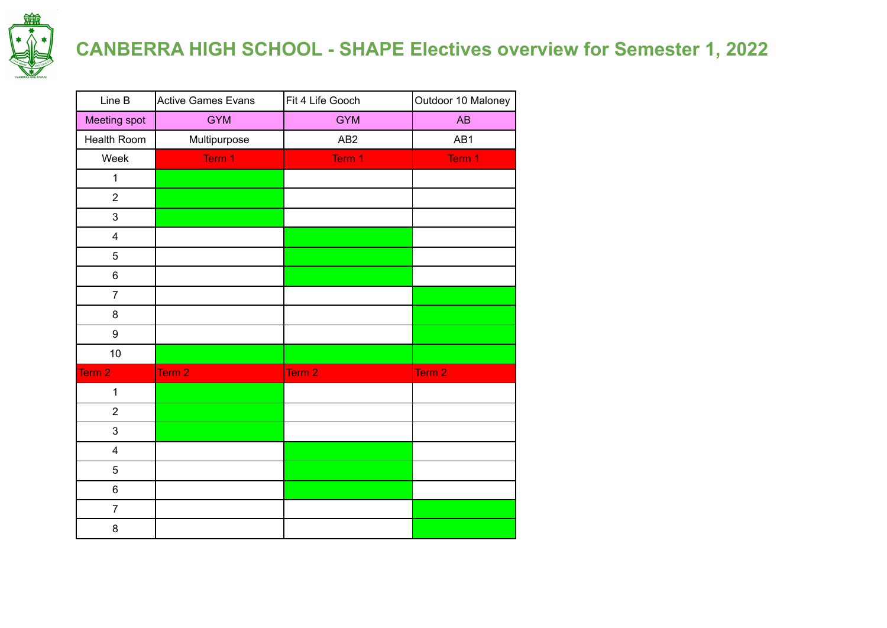# CANBERRA HIGH SCHOOL - SHAPE Electives overview for Semester 1, 2022

| Line B | Active Games Evans | Fit 4 Life Gooch | Outdoor 10 Maloney |
|---|---|---|---|
| Meeting spot | GYM | GYM | AB |
| Health Room | Multipurpose | AB2 | AB1 |
| Week | Term 1 | Term 1 | Term 1 |
| 1 | | | |
| 2 | | | |
| 3 | | | |
| 4 | | | |
| 5 | | | |
| 6 | | | |
| 7 | | | |
| 8 | | | |
| 9 | | | |
| 10 | | | |
| Term 2 | Term 2 | Term 2 | Term 2 |
| 1 | | | |
| 2 | | | |
| 3 | | | |
| 4 | | | |
| 5 | | | |
| 6 | | | |
| 7 | | | |
| 8 | | | |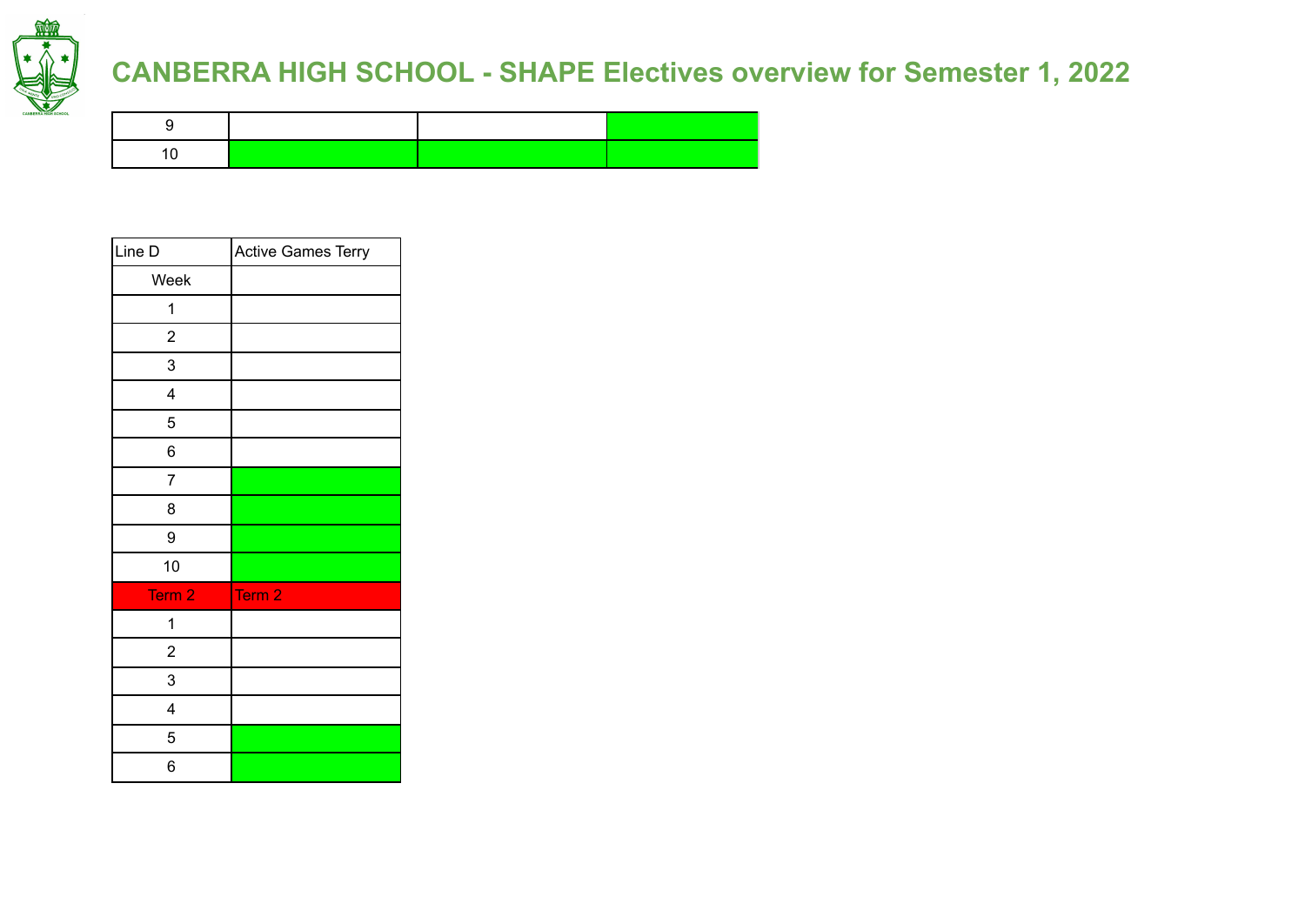# CANBERRA HIGH SCHOOL - SHAPE Electives overview for Semester 1, 2022

| | | | |
|---|---|---|---|
| 9 | | | |
| 10 | | | |

| Line D | Active Games Terry |
|---|---|
| Week | |
| 1 | |
| 2 | |
| 3 | |
| 4 | |
| 5 | |
| 6 | |
| 7 | |
| 8 | |
| 9 | |
| 10 | |
| Term 2 | Term 2 |
| 1 | |
| 2 | |
| 3 | |
| 4 | |
| 5 | |
| 6 | |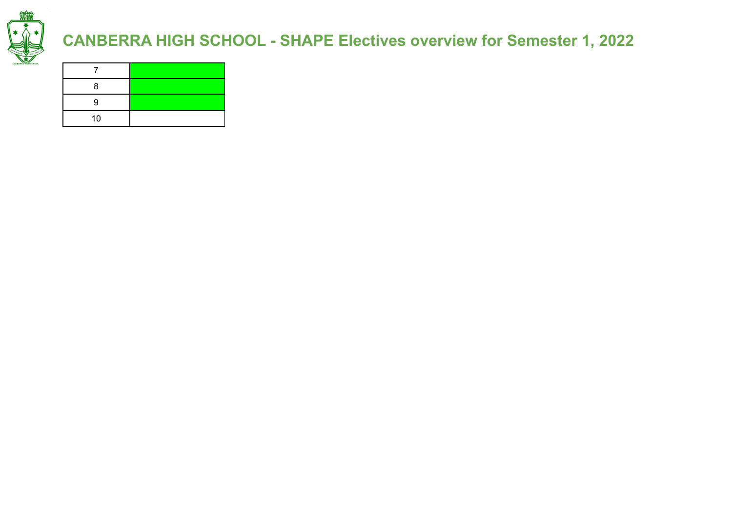# CANBERRA HIGH SCHOOL - SHAPE Electives overview for Semester 1, 2022

| | |
|---|---|
| 7 | |
| 8 | |
| 9 | |
| 10 | |